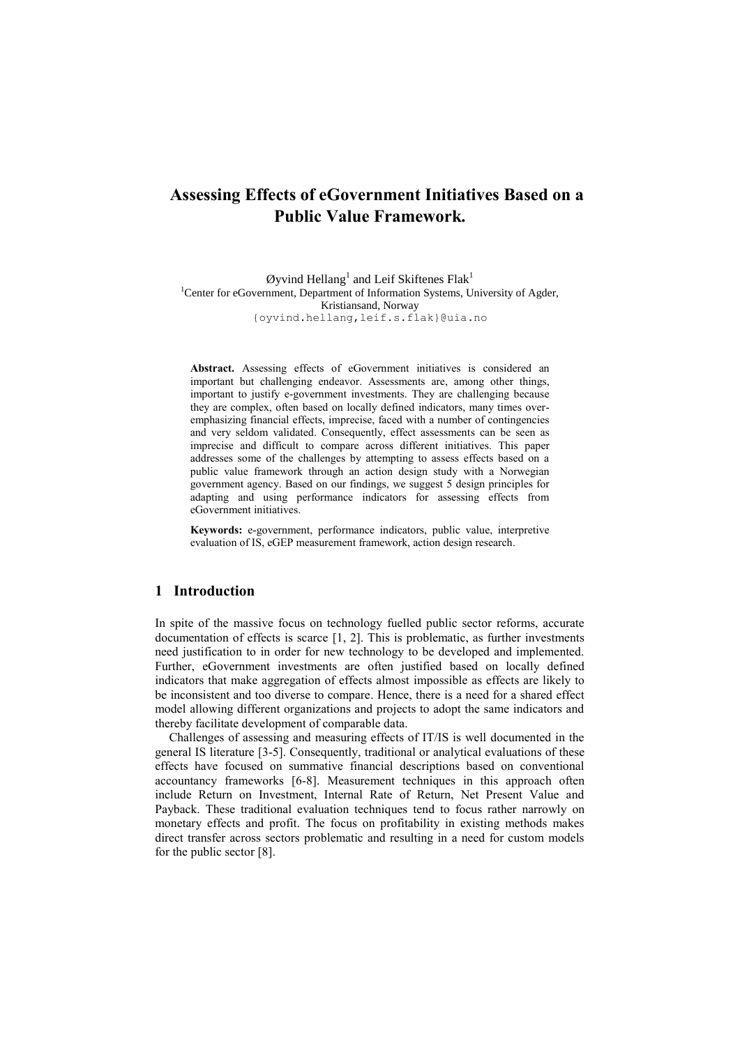# Assessing Effects of eGovernment Initiatives Based on a Public Value Framework.

Øyvind Hellang[1] and Leif Skiftenes Flak[1]

[1]Center for eGovernment, Department of Information Systems, University of Agder, Kristiansand, Norway

{oyvind.hellang,leif.s.flak}@uia.no

**Abstract.** Assessing effects of eGovernment initiatives is considered an important but challenging endeavor. Assessments are, among other things, important to justify e-government investments. They are challenging because they are complex, often based on locally defined indicators, many times over-emphasizing financial effects, imprecise, faced with a number of contingencies and very seldom validated. Consequently, effect assessments can be seen as imprecise and difficult to compare across different initiatives. This paper addresses some of the challenges by attempting to assess effects based on a public value framework through an action design study with a Norwegian government agency. Based on our findings, we suggest 5 design principles for adapting and using performance indicators for assessing effects from eGovernment initiatives.

**Keywords:** e-government, performance indicators, public value, interpretive evaluation of IS, eGEP measurement framework, action design research.

## 1 Introduction

In spite of the massive focus on technology fuelled public sector reforms, accurate documentation of effects is scarce [1, 2]. This is problematic, as further investments need justification to in order for new technology to be developed and implemented. Further, eGovernment investments are often justified based on locally defined indicators that make aggregation of effects almost impossible as effects are likely to be inconsistent and too diverse to compare. Hence, there is a need for a shared effect model allowing different organizations and projects to adopt the same indicators and thereby facilitate development of comparable data.

Challenges of assessing and measuring effects of IT/IS is well documented in the general IS literature [3-5]. Consequently, traditional or analytical evaluations of these effects have focused on summative financial descriptions based on conventional accountancy frameworks [6-8]. Measurement techniques in this approach often include Return on Investment, Internal Rate of Return, Net Present Value and Payback. These traditional evaluation techniques tend to focus rather narrowly on monetary effects and profit. The focus on profitability in existing methods makes direct transfer across sectors problematic and resulting in a need for custom models for the public sector [8].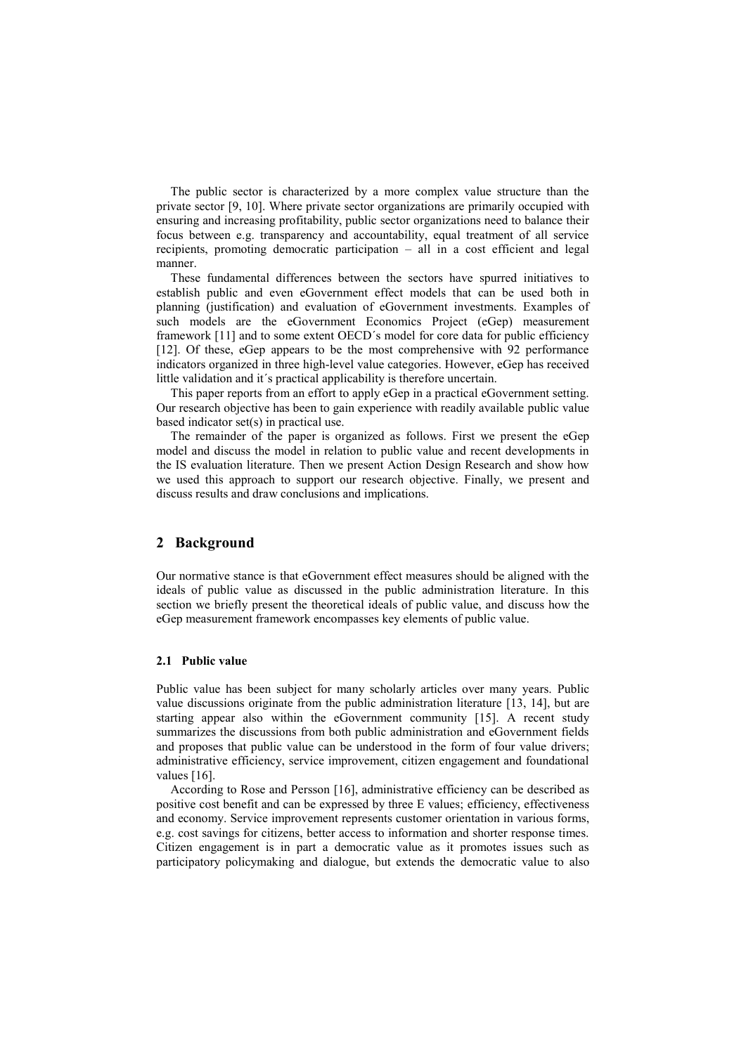The public sector is characterized by a more complex value structure than the private sector [9, 10]. Where private sector organizations are primarily occupied with ensuring and increasing profitability, public sector organizations need to balance their focus between e.g. transparency and accountability, equal treatment of all service recipients, promoting democratic participation – all in a cost efficient and legal manner.

These fundamental differences between the sectors have spurred initiatives to establish public and even eGovernment effect models that can be used both in planning (justification) and evaluation of eGovernment investments. Examples of such models are the eGovernment Economics Project (eGep) measurement framework [11] and to some extent OECD´s model for core data for public efficiency [12]. Of these, eGep appears to be the most comprehensive with 92 performance indicators organized in three high-level value categories. However, eGep has received little validation and it´s practical applicability is therefore uncertain.

This paper reports from an effort to apply eGep in a practical eGovernment setting. Our research objective has been to gain experience with readily available public value based indicator set(s) in practical use.

The remainder of the paper is organized as follows. First we present the eGep model and discuss the model in relation to public value and recent developments in the IS evaluation literature. Then we present Action Design Research and show how we used this approach to support our research objective. Finally, we present and discuss results and draw conclusions and implications.

## 2 Background

Our normative stance is that eGovernment effect measures should be aligned with the ideals of public value as discussed in the public administration literature. In this section we briefly present the theoretical ideals of public value, and discuss how the eGep measurement framework encompasses key elements of public value.

### 2.1 Public value

Public value has been subject for many scholarly articles over many years. Public value discussions originate from the public administration literature [13, 14], but are starting appear also within the eGovernment community [15]. A recent study summarizes the discussions from both public administration and eGovernment fields and proposes that public value can be understood in the form of four value drivers; administrative efficiency, service improvement, citizen engagement and foundational values [16].

According to Rose and Persson [16], administrative efficiency can be described as positive cost benefit and can be expressed by three E values; efficiency, effectiveness and economy. Service improvement represents customer orientation in various forms, e.g. cost savings for citizens, better access to information and shorter response times. Citizen engagement is in part a democratic value as it promotes issues such as participatory policymaking and dialogue, but extends the democratic value to also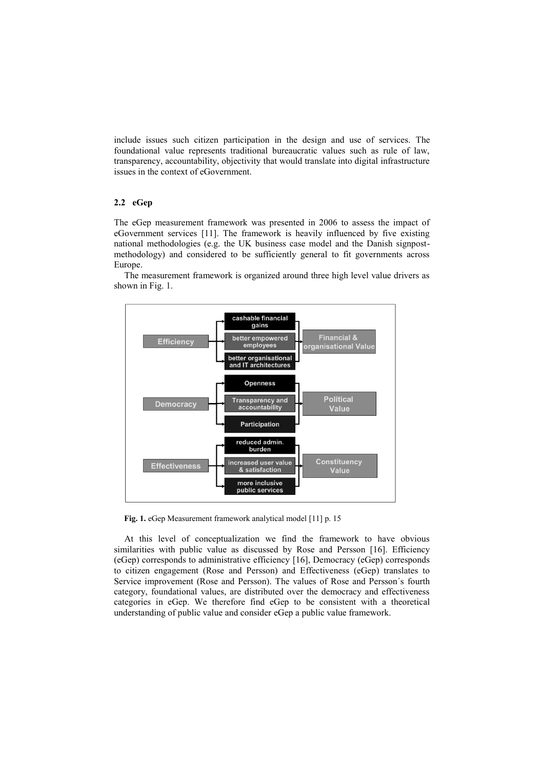include issues such citizen participation in the design and use of services. The foundational value represents traditional bureaucratic values such as rule of law, transparency, accountability, objectivity that would translate into digital infrastructure issues in the context of eGovernment.

### 2.2 eGep

The eGep measurement framework was presented in 2006 to assess the impact of eGovernment services [11]. The framework is heavily influenced by five existing national methodologies (e.g. the UK business case model and the Danish signpost-methodology) and considered to be sufficiently general to fit governments across Europe.

The measurement framework is organized around three high level value drivers as shown in Fig. 1.

**Fig. 1.** eGep Measurement framework analytical model [11] p. 15

At this level of conceptualization we find the framework to have obvious similarities with public value as discussed by Rose and Persson [16]. Efficiency (eGep) corresponds to administrative efficiency [16], Democracy (eGep) corresponds to citizen engagement (Rose and Persson) and Effectiveness (eGep) translates to Service improvement (Rose and Persson). The values of Rose and Persson´s fourth category, foundational values, are distributed over the democracy and effectiveness categories in eGep. We therefore find eGep to be consistent with a theoretical understanding of public value and consider eGep a public value framework.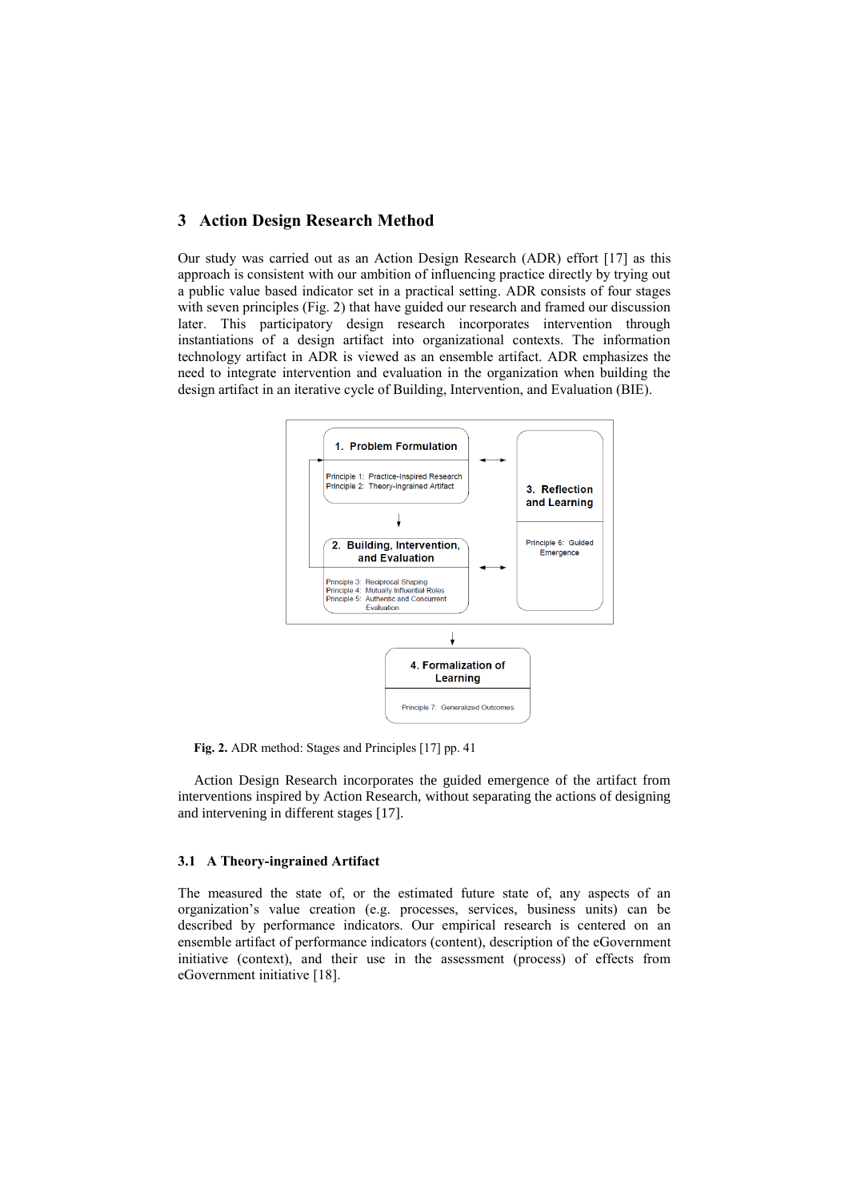## 3 Action Design Research Method

Our study was carried out as an Action Design Research (ADR) effort [17] as this approach is consistent with our ambition of influencing practice directly by trying out a public value based indicator set in a practical setting. ADR consists of four stages with seven principles (Fig. 2) that have guided our research and framed our discussion later. This participatory design research incorporates intervention through instantiations of a design artifact into organizational contexts. The information technology artifact in ADR is viewed as an ensemble artifact. ADR emphasizes the need to integrate intervention and evaluation in the organization when building the design artifact in an iterative cycle of Building, Intervention, and Evaluation (BIE).

1. Problem Formulation

Principle 1: Practice-Inspired Research
Principle 2: Theory-Ingrained Artifact

2. Building, Intervention, and Evaluation

Principle 3: Reciprocal Shaping
Principle 4: Mutually Influential Roles
Principle 5: Authentic and Concurrent Evaluation

3. Reflection and Learning

Principle 6: Guided Emergence

4. Formalization of Learning

Principle 7: Generalized Outcomes

**Fig. 2.** ADR method: Stages and Principles [17] pp. 41

Action Design Research incorporates the guided emergence of the artifact from interventions inspired by Action Research, without separating the actions of designing and intervening in different stages [17].

### 3.1 A Theory-ingrained Artifact

The measured the state of, or the estimated future state of, any aspects of an organization's value creation (e.g. processes, services, business units) can be described by performance indicators. Our empirical research is centered on an ensemble artifact of performance indicators (content), description of the eGovernment initiative (context), and their use in the assessment (process) of effects from eGovernment initiative [18].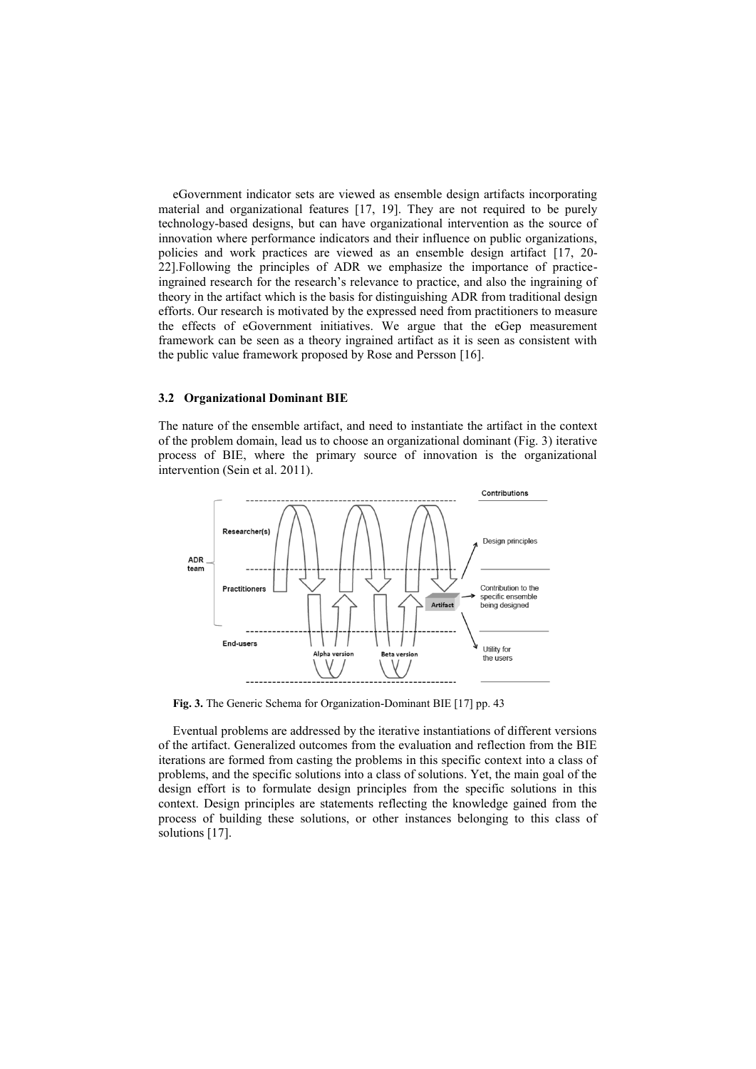eGovernment indicator sets are viewed as ensemble design artifacts incorporating material and organizational features [17, 19]. They are not required to be purely technology-based designs, but can have organizational intervention as the source of innovation where performance indicators and their influence on public organizations, policies and work practices are viewed as an ensemble design artifact [17, 20-22].Following the principles of ADR we emphasize the importance of practice-ingrained research for the research's relevance to practice, and also the ingraining of theory in the artifact which is the basis for distinguishing ADR from traditional design efforts. Our research is motivated by the expressed need from practitioners to measure the effects of eGovernment initiatives. We argue that the eGep measurement framework can be seen as a theory ingrained artifact as it is seen as consistent with the public value framework proposed by Rose and Persson [16].

### 3.2 Organizational Dominant BIE

The nature of the ensemble artifact, and need to instantiate the artifact in the context of the problem domain, lead us to choose an organizational dominant (Fig. 3) iterative process of BIE, where the primary source of innovation is the organizational intervention (Sein et al. 2011).

**Fig. 3.** The Generic Schema for Organization-Dominant BIE [17] pp. 43

Eventual problems are addressed by the iterative instantiations of different versions of the artifact. Generalized outcomes from the evaluation and reflection from the BIE iterations are formed from casting the problems in this specific context into a class of problems, and the specific solutions into a class of solutions. Yet, the main goal of the design effort is to formulate design principles from the specific solutions in this context. Design principles are statements reflecting the knowledge gained from the process of building these solutions, or other instances belonging to this class of solutions [17].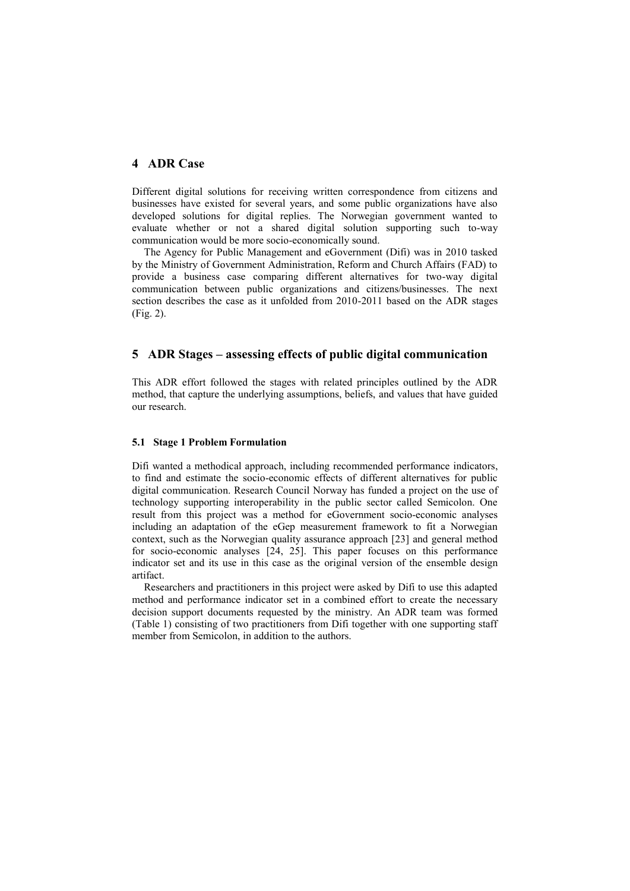## 4 ADR Case

Different digital solutions for receiving written correspondence from citizens and businesses have existed for several years, and some public organizations have also developed solutions for digital replies. The Norwegian government wanted to evaluate whether or not a shared digital solution supporting such to-way communication would be more socio-economically sound.

The Agency for Public Management and eGovernment (Difi) was in 2010 tasked by the Ministry of Government Administration, Reform and Church Affairs (FAD) to provide a business case comparing different alternatives for two-way digital communication between public organizations and citizens/businesses. The next section describes the case as it unfolded from 2010-2011 based on the ADR stages (Fig. 2).

## 5 ADR Stages – assessing effects of public digital communication

This ADR effort followed the stages with related principles outlined by the ADR method, that capture the underlying assumptions, beliefs, and values that have guided our research.

### 5.1 Stage 1 Problem Formulation

Difi wanted a methodical approach, including recommended performance indicators, to find and estimate the socio-economic effects of different alternatives for public digital communication. Research Council Norway has funded a project on the use of technology supporting interoperability in the public sector called Semicolon. One result from this project was a method for eGovernment socio-economic analyses including an adaptation of the eGep measurement framework to fit a Norwegian context, such as the Norwegian quality assurance approach [23] and general method for socio-economic analyses [24, 25]. This paper focuses on this performance indicator set and its use in this case as the original version of the ensemble design artifact.

Researchers and practitioners in this project were asked by Difi to use this adapted method and performance indicator set in a combined effort to create the necessary decision support documents requested by the ministry. An ADR team was formed (Table 1) consisting of two practitioners from Difi together with one supporting staff member from Semicolon, in addition to the authors.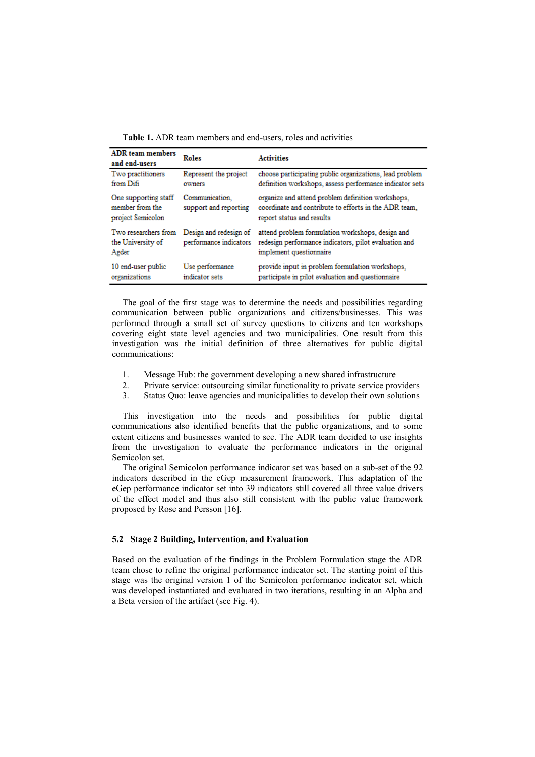**Table 1.** ADR team members and end-users, roles and activities

| ADR team members and end-users | Roles | Activities |
|---|---|---|
| Two practitioners from Difi | Represent the project owners | choose participating public organizations, lead problem definition workshops, assess performance indicator sets |
| One supporting staff member from the project Semicolon | Communication, support and reporting | organize and attend problem definition workshops, coordinate and contribute to efforts in the ADR team, report status and results |
| Two researchers from the University of Agder | Design and redesign of performance indicators | attend problem formulation workshops, design and redesign performance indicators, pilot evaluation and implement questionnaire |
| 10 end-user public organizations | Use performance indicator sets | provide input in problem formulation workshops, participate in pilot evaluation and questionnaire |

The goal of the first stage was to determine the needs and possibilities regarding communication between public organizations and citizens/businesses. This was performed through a small set of survey questions to citizens and ten workshops covering eight state level agencies and two municipalities. One result from this investigation was the initial definition of three alternatives for public digital communications:

1. Message Hub: the government developing a new shared infrastructure
2. Private service: outsourcing similar functionality to private service providers
3. Status Quo: leave agencies and municipalities to develop their own solutions

This investigation into the needs and possibilities for public digital communications also identified benefits that the public organizations, and to some extent citizens and businesses wanted to see. The ADR team decided to use insights from the investigation to evaluate the performance indicators in the original Semicolon set.

The original Semicolon performance indicator set was based on a sub-set of the 92 indicators described in the eGep measurement framework. This adaptation of the eGep performance indicator set into 39 indicators still covered all three value drivers of the effect model and thus also still consistent with the public value framework proposed by Rose and Persson [16].

### 5.2 Stage 2 Building, Intervention, and Evaluation

Based on the evaluation of the findings in the Problem Formulation stage the ADR team chose to refine the original performance indicator set. The starting point of this stage was the original version 1 of the Semicolon performance indicator set, which was developed instantiated and evaluated in two iterations, resulting in an Alpha and a Beta version of the artifact (see Fig. 4).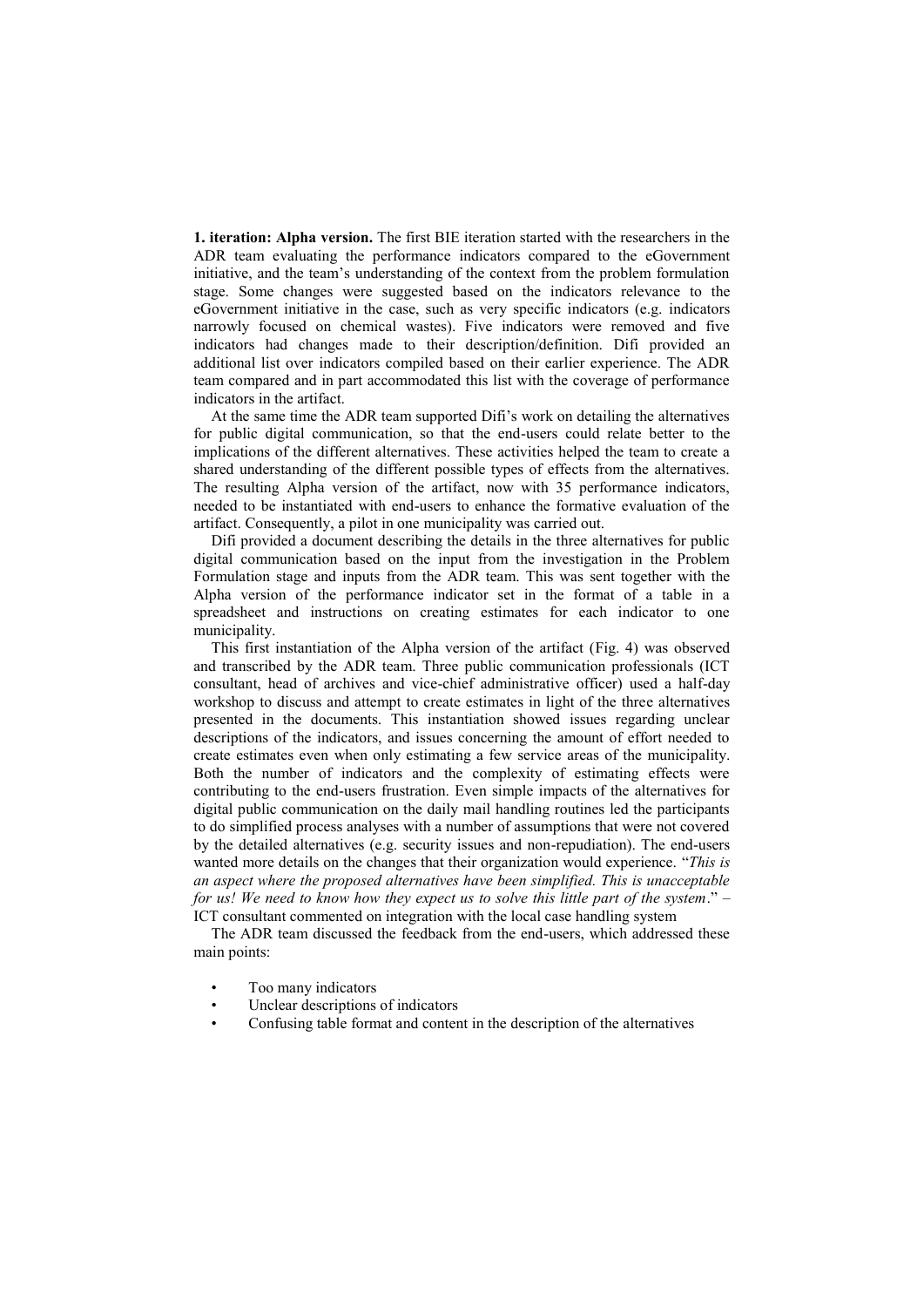**1. iteration: Alpha version.** The first BIE iteration started with the researchers in the ADR team evaluating the performance indicators compared to the eGovernment initiative, and the team's understanding of the context from the problem formulation stage. Some changes were suggested based on the indicators relevance to the eGovernment initiative in the case, such as very specific indicators (e.g. indicators narrowly focused on chemical wastes). Five indicators were removed and five indicators had changes made to their description/definition. Difi provided an additional list over indicators compiled based on their earlier experience. The ADR team compared and in part accommodated this list with the coverage of performance indicators in the artifact.

At the same time the ADR team supported Difi's work on detailing the alternatives for public digital communication, so that the end-users could relate better to the implications of the different alternatives. These activities helped the team to create a shared understanding of the different possible types of effects from the alternatives. The resulting Alpha version of the artifact, now with 35 performance indicators, needed to be instantiated with end-users to enhance the formative evaluation of the artifact. Consequently, a pilot in one municipality was carried out.

Difi provided a document describing the details in the three alternatives for public digital communication based on the input from the investigation in the Problem Formulation stage and inputs from the ADR team. This was sent together with the Alpha version of the performance indicator set in the format of a table in a spreadsheet and instructions on creating estimates for each indicator to one municipality.

This first instantiation of the Alpha version of the artifact (Fig. 4) was observed and transcribed by the ADR team. Three public communication professionals (ICT consultant, head of archives and vice-chief administrative officer) used a half-day workshop to discuss and attempt to create estimates in light of the three alternatives presented in the documents. This instantiation showed issues regarding unclear descriptions of the indicators, and issues concerning the amount of effort needed to create estimates even when only estimating a few service areas of the municipality. Both the number of indicators and the complexity of estimating effects were contributing to the end-users frustration. Even simple impacts of the alternatives for digital public communication on the daily mail handling routines led the participants to do simplified process analyses with a number of assumptions that were not covered by the detailed alternatives (e.g. security issues and non-repudiation). The end-users wanted more details on the changes that their organization would experience. "*This is an aspect where the proposed alternatives have been simplified. This is unacceptable for us! We need to know how they expect us to solve this little part of the system*." – ICT consultant commented on integration with the local case handling system

The ADR team discussed the feedback from the end-users, which addressed these main points:

- Too many indicators
- Unclear descriptions of indicators
- Confusing table format and content in the description of the alternatives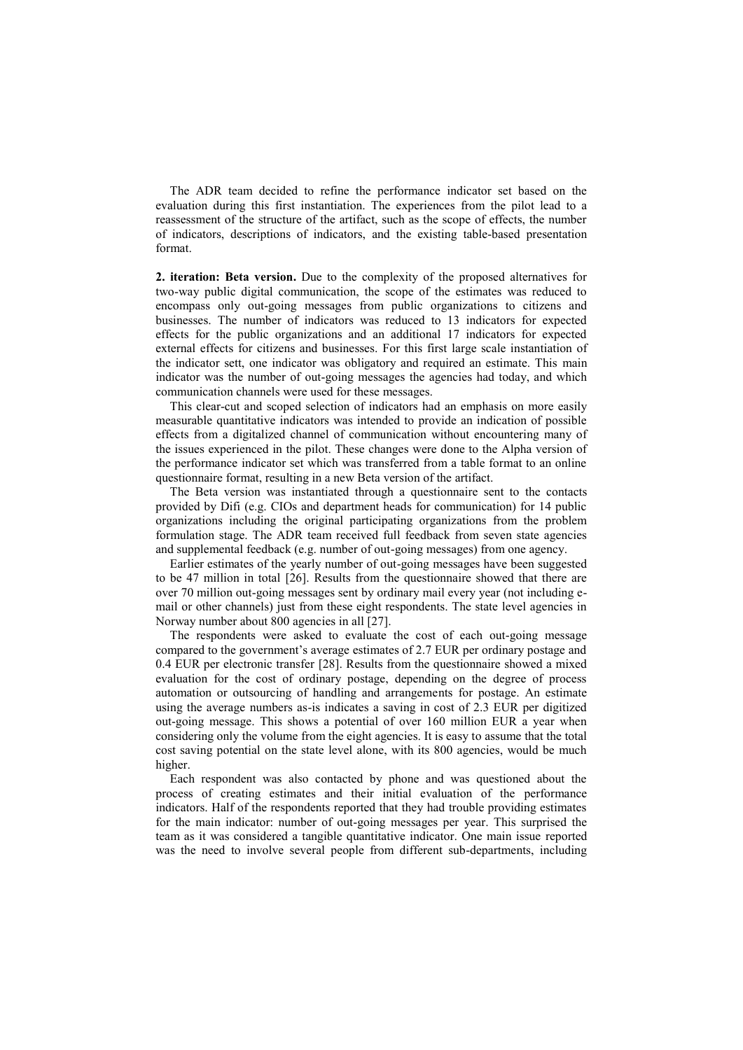The ADR team decided to refine the performance indicator set based on the evaluation during this first instantiation. The experiences from the pilot lead to a reassessment of the structure of the artifact, such as the scope of effects, the number of indicators, descriptions of indicators, and the existing table-based presentation format.

**2. iteration: Beta version.** Due to the complexity of the proposed alternatives for two-way public digital communication, the scope of the estimates was reduced to encompass only out-going messages from public organizations to citizens and businesses. The number of indicators was reduced to 13 indicators for expected effects for the public organizations and an additional 17 indicators for expected external effects for citizens and businesses. For this first large scale instantiation of the indicator sett, one indicator was obligatory and required an estimate. This main indicator was the number of out-going messages the agencies had today, and which communication channels were used for these messages.

This clear-cut and scoped selection of indicators had an emphasis on more easily measurable quantitative indicators was intended to provide an indication of possible effects from a digitalized channel of communication without encountering many of the issues experienced in the pilot. These changes were done to the Alpha version of the performance indicator set which was transferred from a table format to an online questionnaire format, resulting in a new Beta version of the artifact.

The Beta version was instantiated through a questionnaire sent to the contacts provided by Difi (e.g. CIOs and department heads for communication) for 14 public organizations including the original participating organizations from the problem formulation stage. The ADR team received full feedback from seven state agencies and supplemental feedback (e.g. number of out-going messages) from one agency.

Earlier estimates of the yearly number of out-going messages have been suggested to be 47 million in total [26]. Results from the questionnaire showed that there are over 70 million out-going messages sent by ordinary mail every year (not including e-mail or other channels) just from these eight respondents. The state level agencies in Norway number about 800 agencies in all [27].

The respondents were asked to evaluate the cost of each out-going message compared to the government's average estimates of 2.7 EUR per ordinary postage and 0.4 EUR per electronic transfer [28]. Results from the questionnaire showed a mixed evaluation for the cost of ordinary postage, depending on the degree of process automation or outsourcing of handling and arrangements for postage. An estimate using the average numbers as-is indicates a saving in cost of 2.3 EUR per digitized out-going message. This shows a potential of over 160 million EUR a year when considering only the volume from the eight agencies. It is easy to assume that the total cost saving potential on the state level alone, with its 800 agencies, would be much higher.

Each respondent was also contacted by phone and was questioned about the process of creating estimates and their initial evaluation of the performance indicators. Half of the respondents reported that they had trouble providing estimates for the main indicator: number of out-going messages per year. This surprised the team as it was considered a tangible quantitative indicator. One main issue reported was the need to involve several people from different sub-departments, including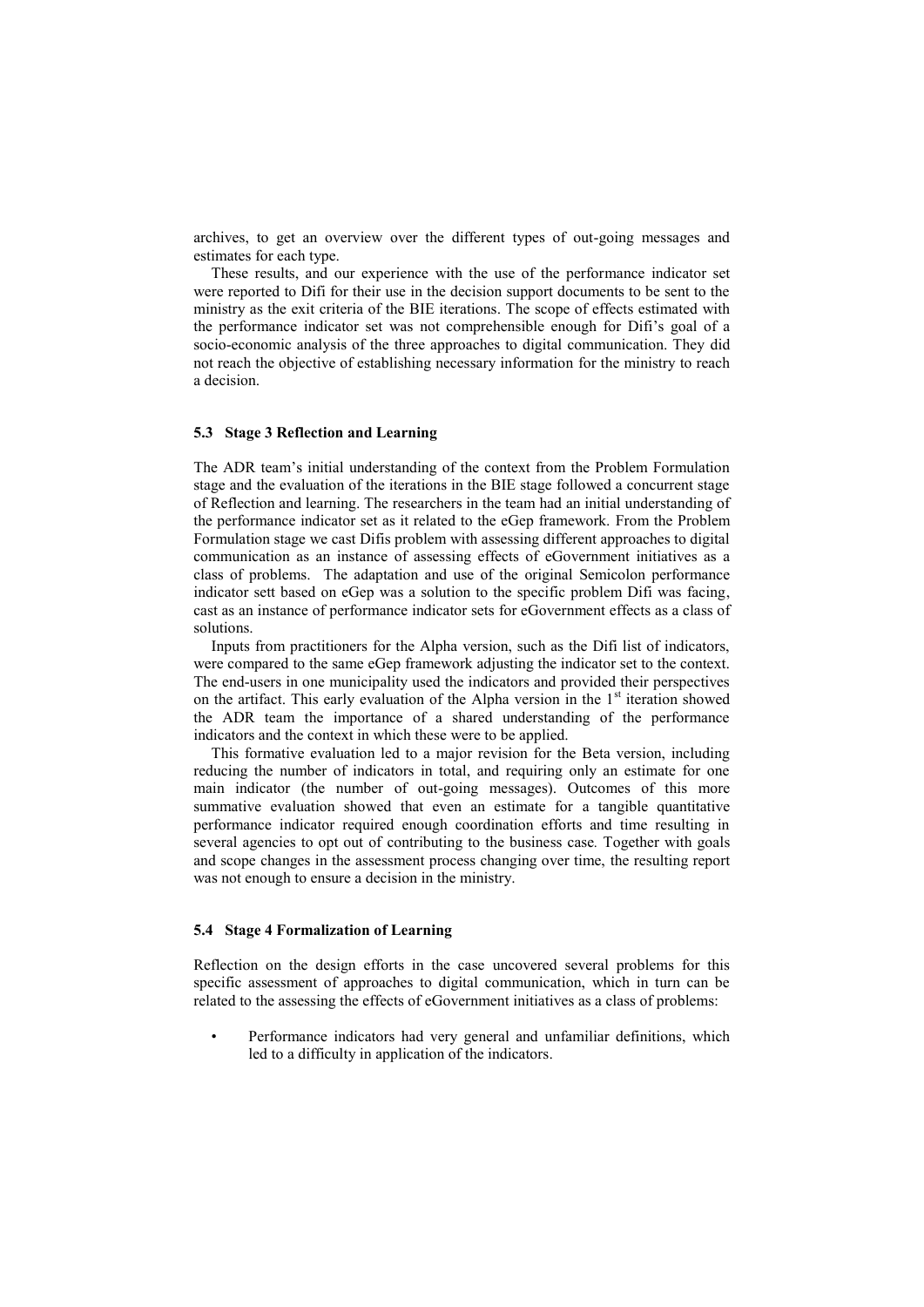archives, to get an overview over the different types of out-going messages and estimates for each type.

These results, and our experience with the use of the performance indicator set were reported to Difi for their use in the decision support documents to be sent to the ministry as the exit criteria of the BIE iterations. The scope of effects estimated with the performance indicator set was not comprehensible enough for Difi's goal of a socio-economic analysis of the three approaches to digital communication. They did not reach the objective of establishing necessary information for the ministry to reach a decision.

### 5.3 Stage 3 Reflection and Learning

The ADR team's initial understanding of the context from the Problem Formulation stage and the evaluation of the iterations in the BIE stage followed a concurrent stage of Reflection and learning. The researchers in the team had an initial understanding of the performance indicator set as it related to the eGep framework. From the Problem Formulation stage we cast Difis problem with assessing different approaches to digital communication as an instance of assessing effects of eGovernment initiatives as a class of problems. The adaptation and use of the original Semicolon performance indicator sett based on eGep was a solution to the specific problem Difi was facing, cast as an instance of performance indicator sets for eGovernment effects as a class of solutions.

Inputs from practitioners for the Alpha version, such as the Difi list of indicators, were compared to the same eGep framework adjusting the indicator set to the context. The end-users in one municipality used the indicators and provided their perspectives on the artifact. This early evaluation of the Alpha version in the 1st iteration showed the ADR team the importance of a shared understanding of the performance indicators and the context in which these were to be applied.

This formative evaluation led to a major revision for the Beta version, including reducing the number of indicators in total, and requiring only an estimate for one main indicator (the number of out-going messages). Outcomes of this more summative evaluation showed that even an estimate for a tangible quantitative performance indicator required enough coordination efforts and time resulting in several agencies to opt out of contributing to the business case. Together with goals and scope changes in the assessment process changing over time, the resulting report was not enough to ensure a decision in the ministry.

### 5.4 Stage 4 Formalization of Learning

Reflection on the design efforts in the case uncovered several problems for this specific assessment of approaches to digital communication, which in turn can be related to the assessing the effects of eGovernment initiatives as a class of problems:

- Performance indicators had very general and unfamiliar definitions, which led to a difficulty in application of the indicators.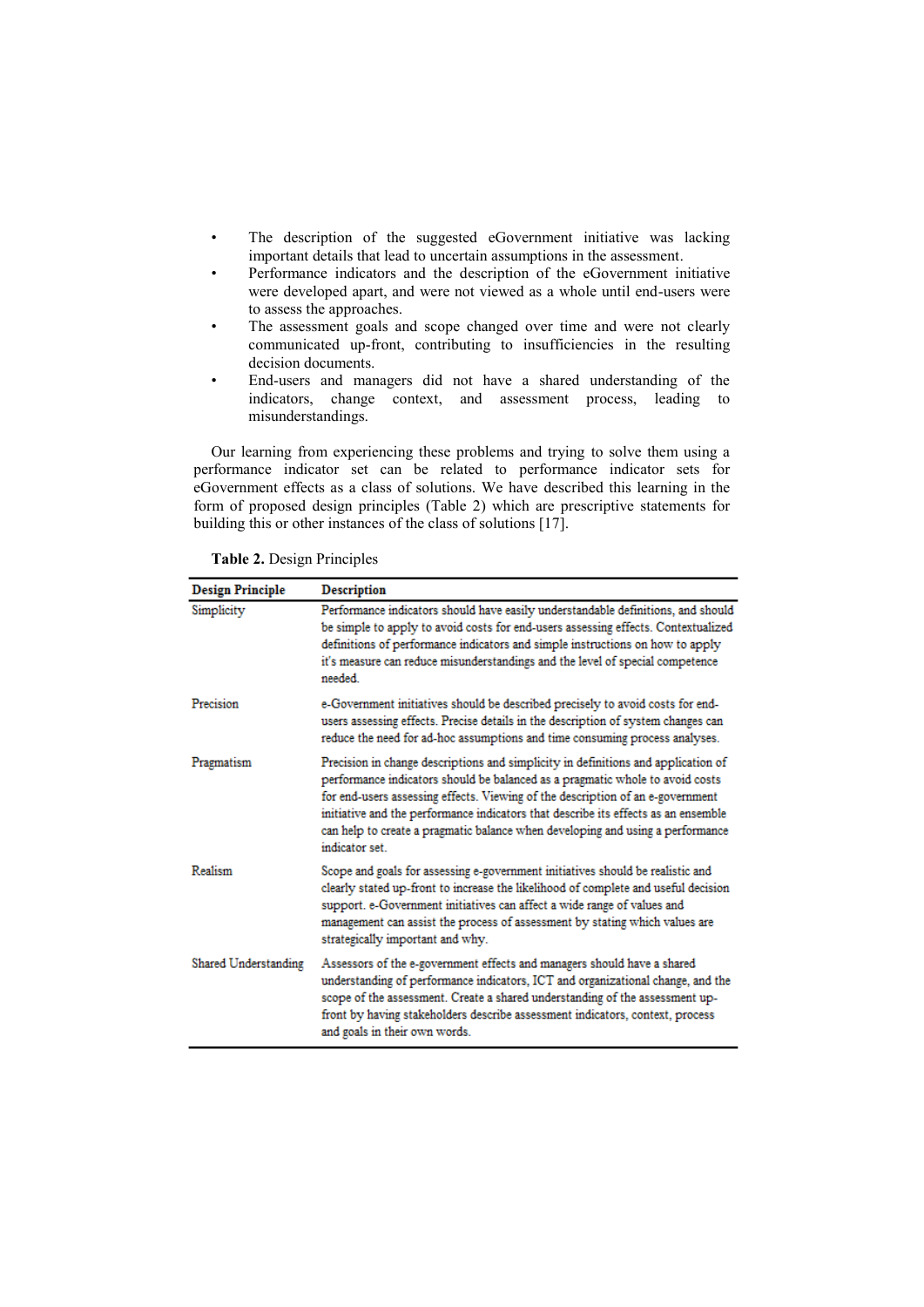- The description of the suggested eGovernment initiative was lacking important details that lead to uncertain assumptions in the assessment.
- Performance indicators and the description of the eGovernment initiative were developed apart, and were not viewed as a whole until end-users were to assess the approaches.
- The assessment goals and scope changed over time and were not clearly communicated up-front, contributing to insufficiencies in the resulting decision documents.
- End-users and managers did not have a shared understanding of the indicators, change context, and assessment process, leading to misunderstandings.

Our learning from experiencing these problems and trying to solve them using a performance indicator set can be related to performance indicator sets for eGovernment effects as a class of solutions. We have described this learning in the form of proposed design principles (Table 2) which are prescriptive statements for building this or other instances of the class of solutions [17].

**Table 2.** Design Principles

| Design Principle | Description |
|---|---|
| Simplicity | Performance indicators should have easily understandable definitions, and should be simple to apply to avoid costs for end-users assessing effects. Contextualized definitions of performance indicators and simple instructions on how to apply it's measure can reduce misunderstandings and the level of special competence needed. |
| Precision | e-Government initiatives should be described precisely to avoid costs for end-users assessing effects. Precise details in the description of system changes can reduce the need for ad-hoc assumptions and time consuming process analyses. |
| Pragmatism | Precision in change descriptions and simplicity in definitions and application of performance indicators should be balanced as a pragmatic whole to avoid costs for end-users assessing effects. Viewing of the description of an e-government initiative and the performance indicators that describe its effects as an ensemble can help to create a pragmatic balance when developing and using a performance indicator set. |
| Realism | Scope and goals for assessing e-government initiatives should be realistic and clearly stated up-front to increase the likelihood of complete and useful decision support. e-Government initiatives can affect a wide range of values and management can assist the process of assessment by stating which values are strategically important and why. |
| Shared Understanding | Assessors of the e-government effects and managers should have a shared understanding of performance indicators, ICT and organizational change, and the scope of the assessment. Create a shared understanding of the assessment up-front by having stakeholders describe assessment indicators, context, process and goals in their own words. |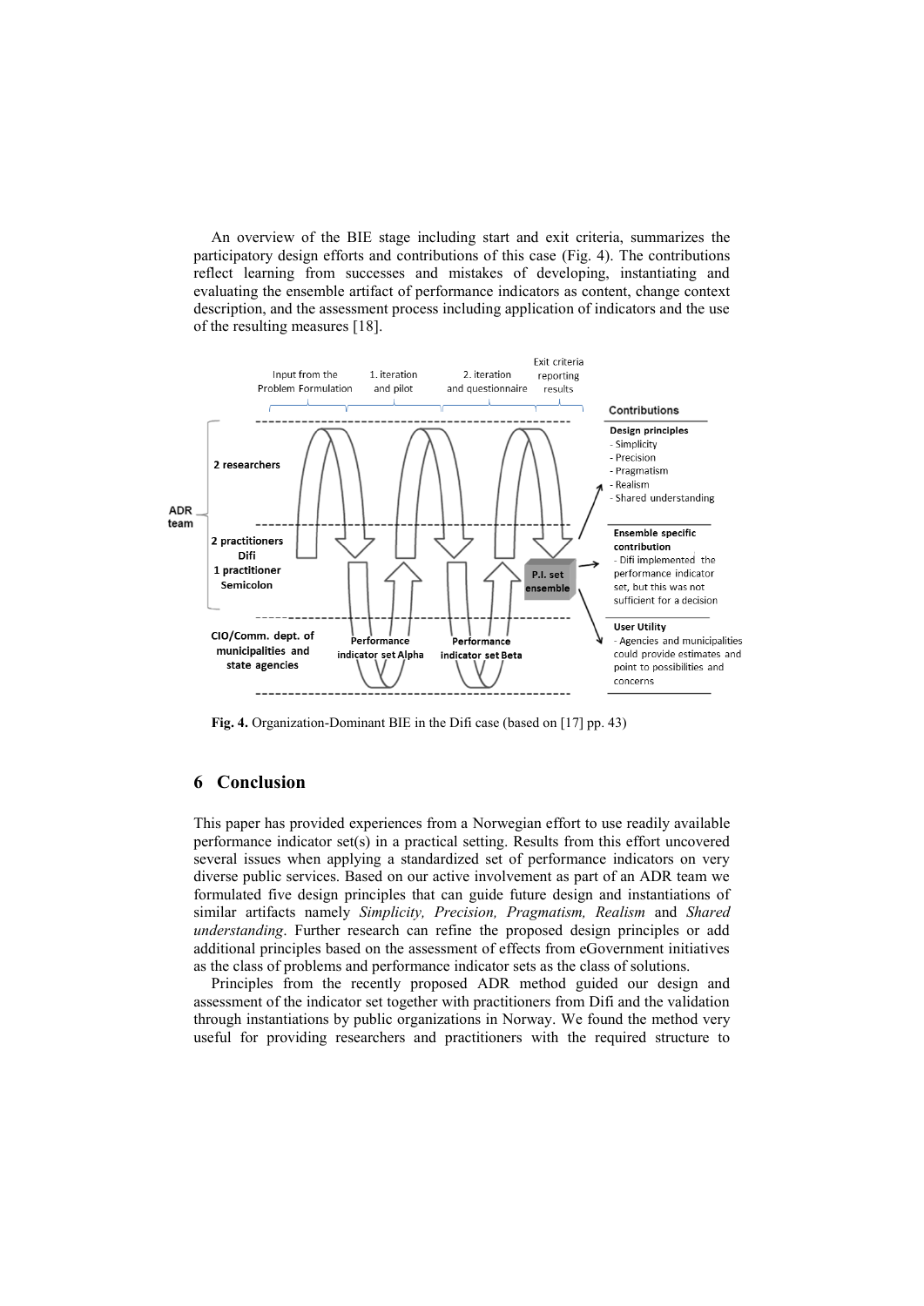An overview of the BIE stage including start and exit criteria, summarizes the participatory design efforts and contributions of this case (Fig. 4). The contributions reflect learning from successes and mistakes of developing, instantiating and evaluating the ensemble artifact of performance indicators as content, change context description, and the assessment process including application of indicators and the use of the resulting measures [18].

**Fig. 4.** Organization-Dominant BIE in the Difi case (based on [17] pp. 43)

## 6 Conclusion

This paper has provided experiences from a Norwegian effort to use readily available performance indicator set(s) in a practical setting. Results from this effort uncovered several issues when applying a standardized set of performance indicators on very diverse public services. Based on our active involvement as part of an ADR team we formulated five design principles that can guide future design and instantiations of similar artifacts namely *Simplicity, Precision, Pragmatism, Realism* and *Shared understanding*. Further research can refine the proposed design principles or add additional principles based on the assessment of effects from eGovernment initiatives as the class of problems and performance indicator sets as the class of solutions.

Principles from the recently proposed ADR method guided our design and assessment of the indicator set together with practitioners from Difi and the validation through instantiations by public organizations in Norway. We found the method very useful for providing researchers and practitioners with the required structure to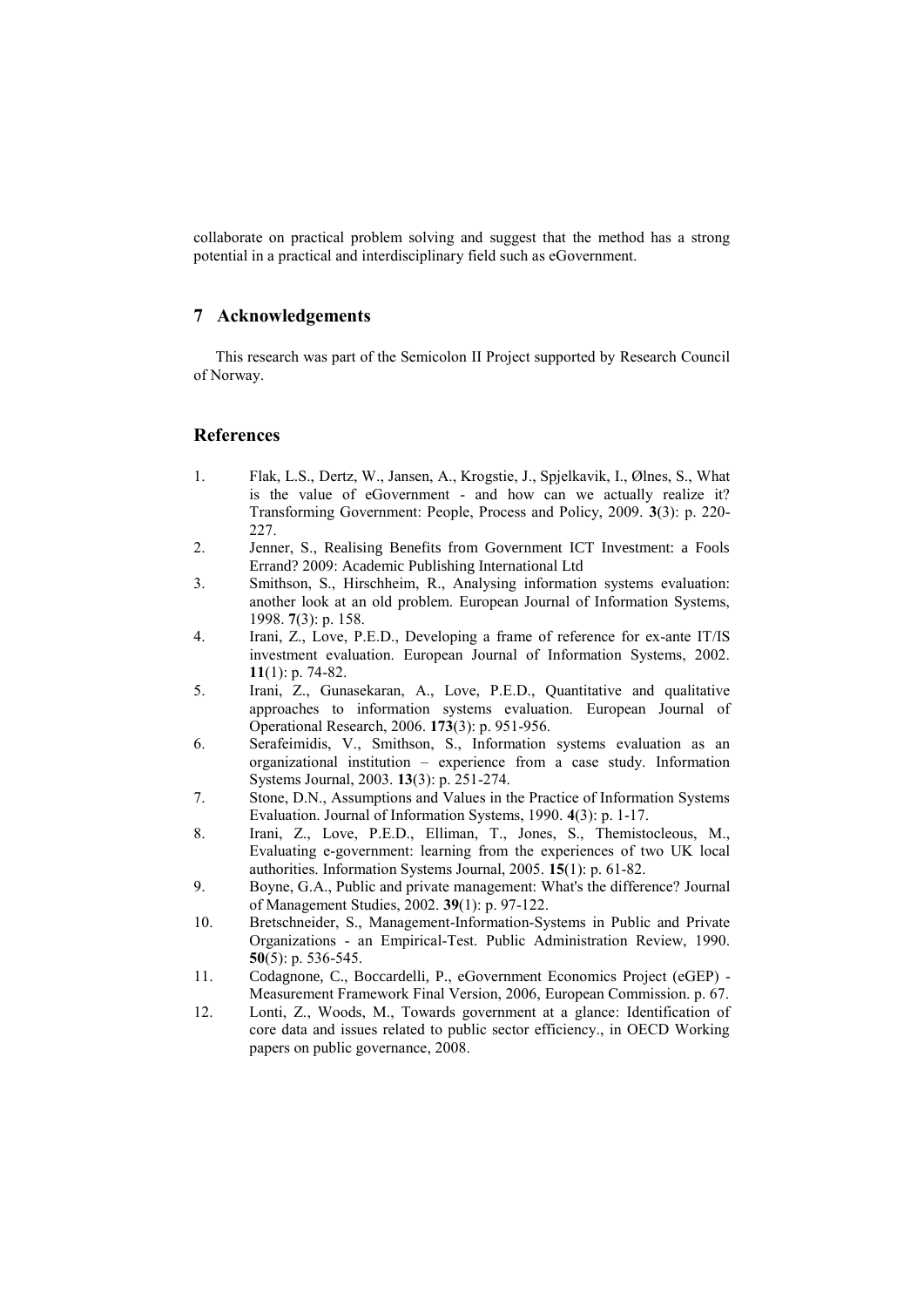collaborate on practical problem solving and suggest that the method has a strong potential in a practical and interdisciplinary field such as eGovernment.

## 7 Acknowledgements

This research was part of the Semicolon II Project supported by Research Council of Norway.

## References

1. Flak, L.S., Dertz, W., Jansen, A., Krogstie, J., Spjelkavik, I., Ølnes, S., What is the value of eGovernment - and how can we actually realize it? Transforming Government: People, Process and Policy, 2009. **3**(3): p. 220-227.
2. Jenner, S., Realising Benefits from Government ICT Investment: a Fools Errand? 2009: Academic Publishing International Ltd
3. Smithson, S., Hirschheim, R., Analysing information systems evaluation: another look at an old problem. European Journal of Information Systems, 1998. **7**(3): p. 158.
4. Irani, Z., Love, P.E.D., Developing a frame of reference for ex-ante IT/IS investment evaluation. European Journal of Information Systems, 2002. **11**(1): p. 74-82.
5. Irani, Z., Gunasekaran, A., Love, P.E.D., Quantitative and qualitative approaches to information systems evaluation. European Journal of Operational Research, 2006. **173**(3): p. 951-956.
6. Serafeimidis, V., Smithson, S., Information systems evaluation as an organizational institution – experience from a case study. Information Systems Journal, 2003. **13**(3): p. 251-274.
7. Stone, D.N., Assumptions and Values in the Practice of Information Systems Evaluation. Journal of Information Systems, 1990. **4**(3): p. 1-17.
8. Irani, Z., Love, P.E.D., Elliman, T., Jones, S., Themistocleous, M., Evaluating e-government: learning from the experiences of two UK local authorities. Information Systems Journal, 2005. **15**(1): p. 61-82.
9. Boyne, G.A., Public and private management: What's the difference? Journal of Management Studies, 2002. **39**(1): p. 97-122.
10. Bretschneider, S., Management-Information-Systems in Public and Private Organizations - an Empirical-Test. Public Administration Review, 1990. **50**(5): p. 536-545.
11. Codagnone, C., Boccardelli, P., eGovernment Economics Project (eGEP) - Measurement Framework Final Version, 2006, European Commission. p. 67.
12. Lonti, Z., Woods, M., Towards government at a glance: Identification of core data and issues related to public sector efficiency., in OECD Working papers on public governance, 2008.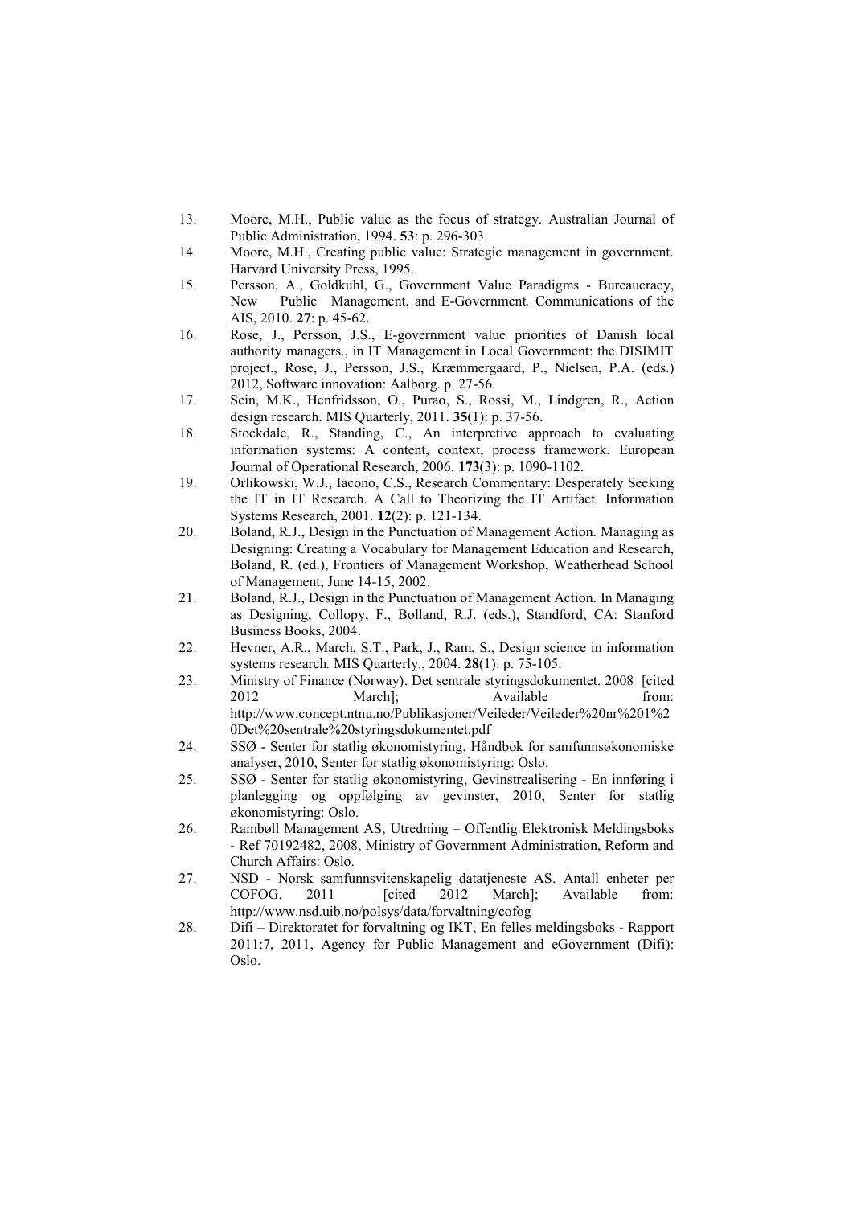13. Moore, M.H., Public value as the focus of strategy. Australian Journal of Public Administration, 1994. **53**: p. 296-303.
14. Moore, M.H., Creating public value: Strategic management in government. Harvard University Press, 1995.
15. Persson, A., Goldkuhl, G., Government Value Paradigms - Bureaucracy, New Public Management, and E-Government. Communications of the AIS, 2010. **27**: p. 45-62.
16. Rose, J., Persson, J.S., E-government value priorities of Danish local authority managers., in IT Management in Local Government: the DISIMIT project., Rose, J., Persson, J.S., Kræmmergaard, P., Nielsen, P.A. (eds.) 2012, Software innovation: Aalborg. p. 27-56.
17. Sein, M.K., Henfridsson, O., Purao, S., Rossi, M., Lindgren, R., Action design research. MIS Quarterly, 2011. **35**(1): p. 37-56.
18. Stockdale, R., Standing, C., An interpretive approach to evaluating information systems: A content, context, process framework. European Journal of Operational Research, 2006. **173**(3): p. 1090-1102.
19. Orlikowski, W.J., Iacono, C.S., Research Commentary: Desperately Seeking the IT in IT Research. A Call to Theorizing the IT Artifact. Information Systems Research, 2001. **12**(2): p. 121-134.
20. Boland, R.J., Design in the Punctuation of Management Action. Managing as Designing: Creating a Vocabulary for Management Education and Research, Boland, R. (ed.), Frontiers of Management Workshop, Weatherhead School of Management, June 14-15, 2002.
21. Boland, R.J., Design in the Punctuation of Management Action. In Managing as Designing, Collopy, F., Bolland, R.J. (eds.), Standford, CA: Stanford Business Books, 2004.
22. Hevner, A.R., March, S.T., Park, J., Ram, S., Design science in information systems research. MIS Quarterly., 2004. **28**(1): p. 75-105.
23. Ministry of Finance (Norway). Det sentrale styringsdokumentet. 2008 [cited 2012 March]; Available from: http://www.concept.ntnu.no/Publikasjoner/Veileder/Veileder%20nr%201%20Det%20sentrale%20styringsdokumentet.pdf
24. SSØ - Senter for statlig økonomistyring, Håndbok for samfunnsøkonomiske analyser, 2010, Senter for statlig økonomistyring: Oslo.
25. SSØ - Senter for statlig økonomistyring, Gevinstrealisering - En innføring i planlegging og oppfølging av gevinster, 2010, Senter for statlig økonomistyring: Oslo.
26. Rambøll Management AS, Utredning – Offentlig Elektronisk Meldingsboks - Ref 70192482, 2008, Ministry of Government Administration, Reform and Church Affairs: Oslo.
27. NSD - Norsk samfunnsvitenskapelig datatjeneste AS. Antall enheter per COFOG. 2011 [cited 2012 March]; Available from: http://www.nsd.uib.no/polsys/data/forvaltning/cofog
28. Difi – Direktoratet for forvaltning og IKT, En felles meldingsboks - Rapport 2011:7, 2011, Agency for Public Management and eGovernment (Difi): Oslo.